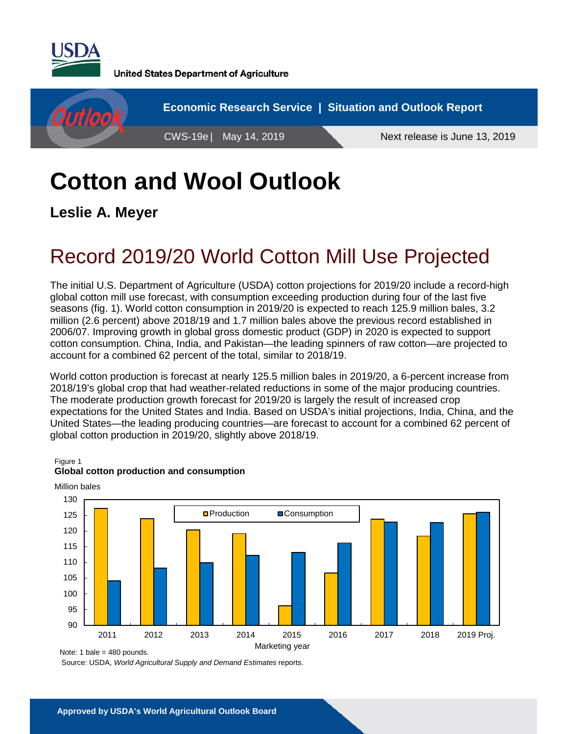United States Department of Agriculture

Economic Research Service | Situation and Outlook Report

CWS-19e | May 14, 2019

Next release is June 13, 2019

# Cotton and Wool Outlook

**Leslie A. Meyer**

## Record 2019/20 World Cotton Mill Use Projected

The initial U.S. Department of Agriculture (USDA) cotton projections for 2019/20 include a record-high global cotton mill use forecast, with consumption exceeding production during four of the last five seasons (fig. 1). World cotton consumption in 2019/20 is expected to reach 125.9 million bales, 3.2 million (2.6 percent) above 2018/19 and 1.7 million bales above the previous record established in 2006/07. Improving growth in global gross domestic product (GDP) in 2020 is expected to support cotton consumption. China, India, and Pakistan—the leading spinners of raw cotton—are projected to account for a combined 62 percent of the total, similar to 2018/19.

World cotton production is forecast at nearly 125.5 million bales in 2019/20, a 6-percent increase from 2018/19's global crop that had weather-related reductions in some of the major producing countries. The moderate production growth forecast for 2019/20 is largely the result of increased crop expectations for the United States and India. Based on USDA's initial projections, India, China, and the United States—the leading producing countries—are forecast to account for a combined 62 percent of global cotton production in 2019/20, slightly above 2018/19.

Figure 1
**Global cotton production and consumption**

Million bales

| Marketing year | Production | Consumption |
|---|---|---|
| 2011 | ~127 | ~104 |
| 2012 | ~124 | ~108 |
| 2013 | ~120 | ~110 |
| 2014 | ~119 | ~112 |
| 2015 | ~96 | ~113 |
| 2016 | ~106.5 | ~116 |
| 2017 | ~124 | ~123 |
| 2018 | ~118 | ~123 |
| 2019 Proj. | ~125.5 | ~126 |

Note: 1 bale = 480 pounds.
Source: USDA, *World Agricultural Supply and Demand Estimates* reports.

**Approved by USDA's World Agricultural Outlook Board**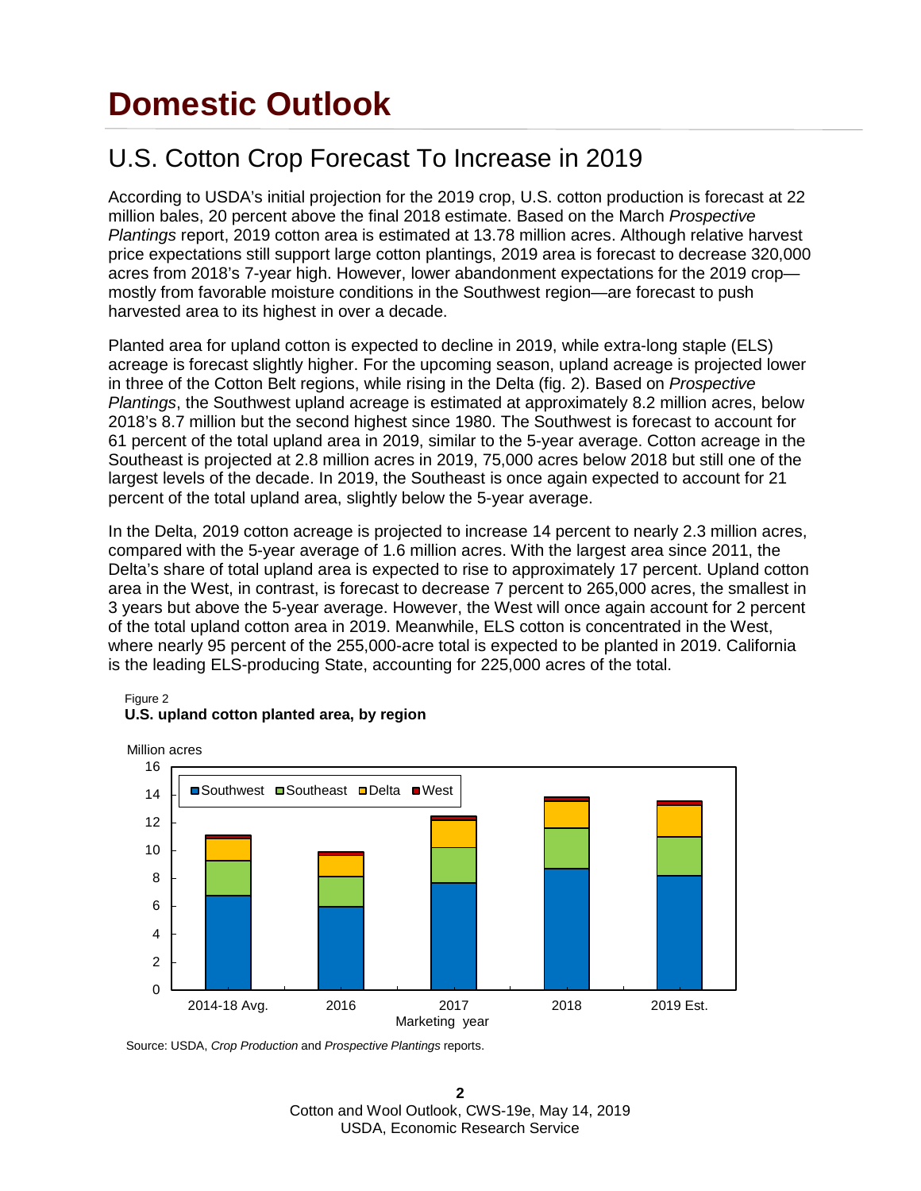# Domestic Outlook

## U.S. Cotton Crop Forecast To Increase in 2019

According to USDA's initial projection for the 2019 crop, U.S. cotton production is forecast at 22 million bales, 20 percent above the final 2018 estimate. Based on the March *Prospective Plantings* report, 2019 cotton area is estimated at 13.78 million acres. Although relative harvest price expectations still support large cotton plantings, 2019 area is forecast to decrease 320,000 acres from 2018's 7-year high. However, lower abandonment expectations for the 2019 crop—mostly from favorable moisture conditions in the Southwest region—are forecast to push harvested area to its highest in over a decade.

Planted area for upland cotton is expected to decline in 2019, while extra-long staple (ELS) acreage is forecast slightly higher. For the upcoming season, upland acreage is projected lower in three of the Cotton Belt regions, while rising in the Delta (fig. 2). Based on *Prospective Plantings*, the Southwest upland acreage is estimated at approximately 8.2 million acres, below 2018's 8.7 million but the second highest since 1980. The Southwest is forecast to account for 61 percent of the total upland area in 2019, similar to the 5-year average. Cotton acreage in the Southeast is projected at 2.8 million acres in 2019, 75,000 acres below 2018 but still one of the largest levels of the decade. In 2019, the Southeast is once again expected to account for 21 percent of the total upland area, slightly below the 5-year average.

In the Delta, 2019 cotton acreage is projected to increase 14 percent to nearly 2.3 million acres, compared with the 5-year average of 1.6 million acres. With the largest area since 2011, the Delta's share of total upland area is expected to rise to approximately 17 percent. Upland cotton area in the West, in contrast, is forecast to decrease 7 percent to 265,000 acres, the smallest in 3 years but above the 5-year average. However, the West will once again account for 2 percent of the total upland cotton area in 2019. Meanwhile, ELS cotton is concentrated in the West, where nearly 95 percent of the 255,000-acre total is expected to be planted in 2019. California is the leading ELS-producing State, accounting for 225,000 acres of the total.

Figure 2
**U.S. upland cotton planted area, by region**

Million acres
16
14
12
10
8
6
4
2
0

Southwest  Southeast  Delta  West

2014-18 Avg.  2016  2017  2018  2019 Est.
Marketing year

Source: USDA, *Crop Production* and *Prospective Plantings* reports.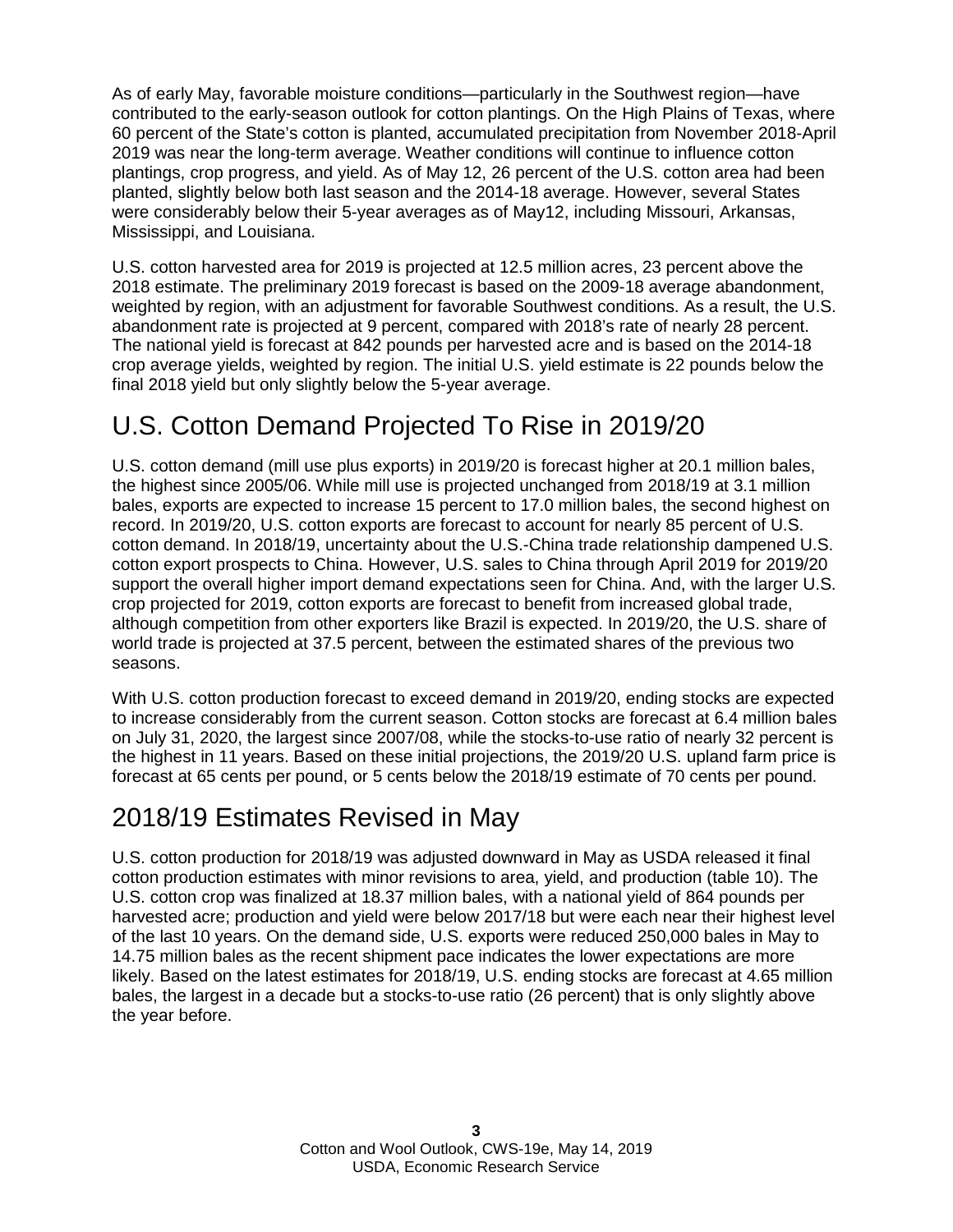As of early May, favorable moisture conditions—particularly in the Southwest region—have contributed to the early-season outlook for cotton plantings. On the High Plains of Texas, where 60 percent of the State's cotton is planted, accumulated precipitation from November 2018-April 2019 was near the long-term average. Weather conditions will continue to influence cotton plantings, crop progress, and yield. As of May 12, 26 percent of the U.S. cotton area had been planted, slightly below both last season and the 2014-18 average. However, several States were considerably below their 5-year averages as of May12, including Missouri, Arkansas, Mississippi, and Louisiana.

U.S. cotton harvested area for 2019 is projected at 12.5 million acres, 23 percent above the 2018 estimate. The preliminary 2019 forecast is based on the 2009-18 average abandonment, weighted by region, with an adjustment for favorable Southwest conditions. As a result, the U.S. abandonment rate is projected at 9 percent, compared with 2018's rate of nearly 28 percent. The national yield is forecast at 842 pounds per harvested acre and is based on the 2014-18 crop average yields, weighted by region. The initial U.S. yield estimate is 22 pounds below the final 2018 yield but only slightly below the 5-year average.

## U.S. Cotton Demand Projected To Rise in 2019/20

U.S. cotton demand (mill use plus exports) in 2019/20 is forecast higher at 20.1 million bales, the highest since 2005/06. While mill use is projected unchanged from 2018/19 at 3.1 million bales, exports are expected to increase 15 percent to 17.0 million bales, the second highest on record. In 2019/20, U.S. cotton exports are forecast to account for nearly 85 percent of U.S. cotton demand. In 2018/19, uncertainty about the U.S.-China trade relationship dampened U.S. cotton export prospects to China. However, U.S. sales to China through April 2019 for 2019/20 support the overall higher import demand expectations seen for China. And, with the larger U.S. crop projected for 2019, cotton exports are forecast to benefit from increased global trade, although competition from other exporters like Brazil is expected. In 2019/20, the U.S. share of world trade is projected at 37.5 percent, between the estimated shares of the previous two seasons.

With U.S. cotton production forecast to exceed demand in 2019/20, ending stocks are expected to increase considerably from the current season. Cotton stocks are forecast at 6.4 million bales on July 31, 2020, the largest since 2007/08, while the stocks-to-use ratio of nearly 32 percent is the highest in 11 years. Based on these initial projections, the 2019/20 U.S. upland farm price is forecast at 65 cents per pound, or 5 cents below the 2018/19 estimate of 70 cents per pound.

## 2018/19 Estimates Revised in May

U.S. cotton production for 2018/19 was adjusted downward in May as USDA released it final cotton production estimates with minor revisions to area, yield, and production (table 10). The U.S. cotton crop was finalized at 18.37 million bales, with a national yield of 864 pounds per harvested acre; production and yield were below 2017/18 but were each near their highest level of the last 10 years. On the demand side, U.S. exports were reduced 250,000 bales in May to 14.75 million bales as the recent shipment pace indicates the lower expectations are more likely. Based on the latest estimates for 2018/19, U.S. ending stocks are forecast at 4.65 million bales, the largest in a decade but a stocks-to-use ratio (26 percent) that is only slightly above the year before.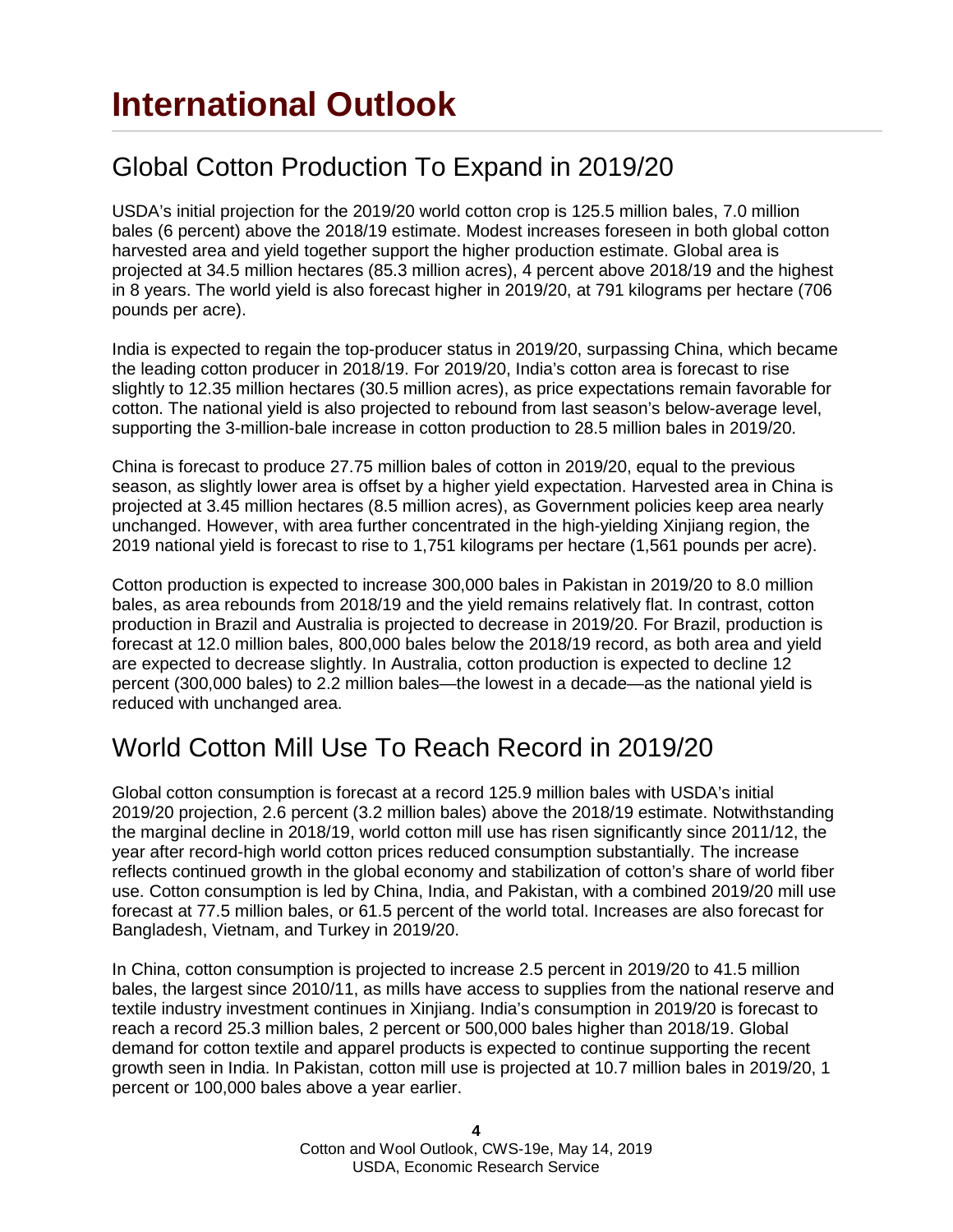# International Outlook

## Global Cotton Production To Expand in 2019/20

USDA's initial projection for the 2019/20 world cotton crop is 125.5 million bales, 7.0 million bales (6 percent) above the 2018/19 estimate. Modest increases foreseen in both global cotton harvested area and yield together support the higher production estimate. Global area is projected at 34.5 million hectares (85.3 million acres), 4 percent above 2018/19 and the highest in 8 years. The world yield is also forecast higher in 2019/20, at 791 kilograms per hectare (706 pounds per acre).

India is expected to regain the top-producer status in 2019/20, surpassing China, which became the leading cotton producer in 2018/19. For 2019/20, India's cotton area is forecast to rise slightly to 12.35 million hectares (30.5 million acres), as price expectations remain favorable for cotton. The national yield is also projected to rebound from last season's below-average level, supporting the 3-million-bale increase in cotton production to 28.5 million bales in 2019/20.

China is forecast to produce 27.75 million bales of cotton in 2019/20, equal to the previous season, as slightly lower area is offset by a higher yield expectation. Harvested area in China is projected at 3.45 million hectares (8.5 million acres), as Government policies keep area nearly unchanged. However, with area further concentrated in the high-yielding Xinjiang region, the 2019 national yield is forecast to rise to 1,751 kilograms per hectare (1,561 pounds per acre).

Cotton production is expected to increase 300,000 bales in Pakistan in 2019/20 to 8.0 million bales, as area rebounds from 2018/19 and the yield remains relatively flat. In contrast, cotton production in Brazil and Australia is projected to decrease in 2019/20. For Brazil, production is forecast at 12.0 million bales, 800,000 bales below the 2018/19 record, as both area and yield are expected to decrease slightly. In Australia, cotton production is expected to decline 12 percent (300,000 bales) to 2.2 million bales—the lowest in a decade—as the national yield is reduced with unchanged area.

## World Cotton Mill Use To Reach Record in 2019/20

Global cotton consumption is forecast at a record 125.9 million bales with USDA's initial 2019/20 projection, 2.6 percent (3.2 million bales) above the 2018/19 estimate. Notwithstanding the marginal decline in 2018/19, world cotton mill use has risen significantly since 2011/12, the year after record-high world cotton prices reduced consumption substantially. The increase reflects continued growth in the global economy and stabilization of cotton's share of world fiber use. Cotton consumption is led by China, India, and Pakistan, with a combined 2019/20 mill use forecast at 77.5 million bales, or 61.5 percent of the world total. Increases are also forecast for Bangladesh, Vietnam, and Turkey in 2019/20.

In China, cotton consumption is projected to increase 2.5 percent in 2019/20 to 41.5 million bales, the largest since 2010/11, as mills have access to supplies from the national reserve and textile industry investment continues in Xinjiang. India's consumption in 2019/20 is forecast to reach a record 25.3 million bales, 2 percent or 500,000 bales higher than 2018/19. Global demand for cotton textile and apparel products is expected to continue supporting the recent growth seen in India. In Pakistan, cotton mill use is projected at 10.7 million bales in 2019/20, 1 percent or 100,000 bales above a year earlier.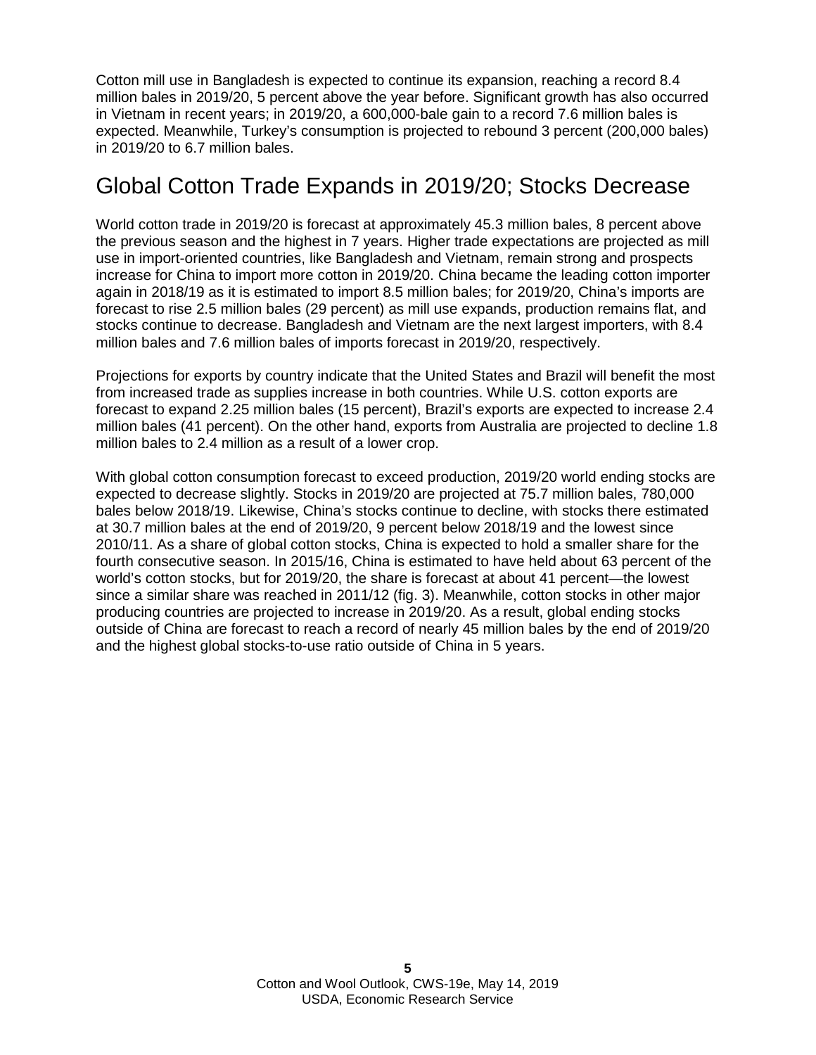Cotton mill use in Bangladesh is expected to continue its expansion, reaching a record 8.4 million bales in 2019/20, 5 percent above the year before. Significant growth has also occurred in Vietnam in recent years; in 2019/20, a 600,000-bale gain to a record 7.6 million bales is expected. Meanwhile, Turkey's consumption is projected to rebound 3 percent (200,000 bales) in 2019/20 to 6.7 million bales.

## Global Cotton Trade Expands in 2019/20; Stocks Decrease

World cotton trade in 2019/20 is forecast at approximately 45.3 million bales, 8 percent above the previous season and the highest in 7 years. Higher trade expectations are projected as mill use in import-oriented countries, like Bangladesh and Vietnam, remain strong and prospects increase for China to import more cotton in 2019/20. China became the leading cotton importer again in 2018/19 as it is estimated to import 8.5 million bales; for 2019/20, China's imports are forecast to rise 2.5 million bales (29 percent) as mill use expands, production remains flat, and stocks continue to decrease. Bangladesh and Vietnam are the next largest importers, with 8.4 million bales and 7.6 million bales of imports forecast in 2019/20, respectively.

Projections for exports by country indicate that the United States and Brazil will benefit the most from increased trade as supplies increase in both countries. While U.S. cotton exports are forecast to expand 2.25 million bales (15 percent), Brazil's exports are expected to increase 2.4 million bales (41 percent). On the other hand, exports from Australia are projected to decline 1.8 million bales to 2.4 million as a result of a lower crop.

With global cotton consumption forecast to exceed production, 2019/20 world ending stocks are expected to decrease slightly. Stocks in 2019/20 are projected at 75.7 million bales, 780,000 bales below 2018/19. Likewise, China's stocks continue to decline, with stocks there estimated at 30.7 million bales at the end of 2019/20, 9 percent below 2018/19 and the lowest since 2010/11. As a share of global cotton stocks, China is expected to hold a smaller share for the fourth consecutive season. In 2015/16, China is estimated to have held about 63 percent of the world's cotton stocks, but for 2019/20, the share is forecast at about 41 percent—the lowest since a similar share was reached in 2011/12 (fig. 3). Meanwhile, cotton stocks in other major producing countries are projected to increase in 2019/20. As a result, global ending stocks outside of China are forecast to reach a record of nearly 45 million bales by the end of 2019/20 and the highest global stocks-to-use ratio outside of China in 5 years.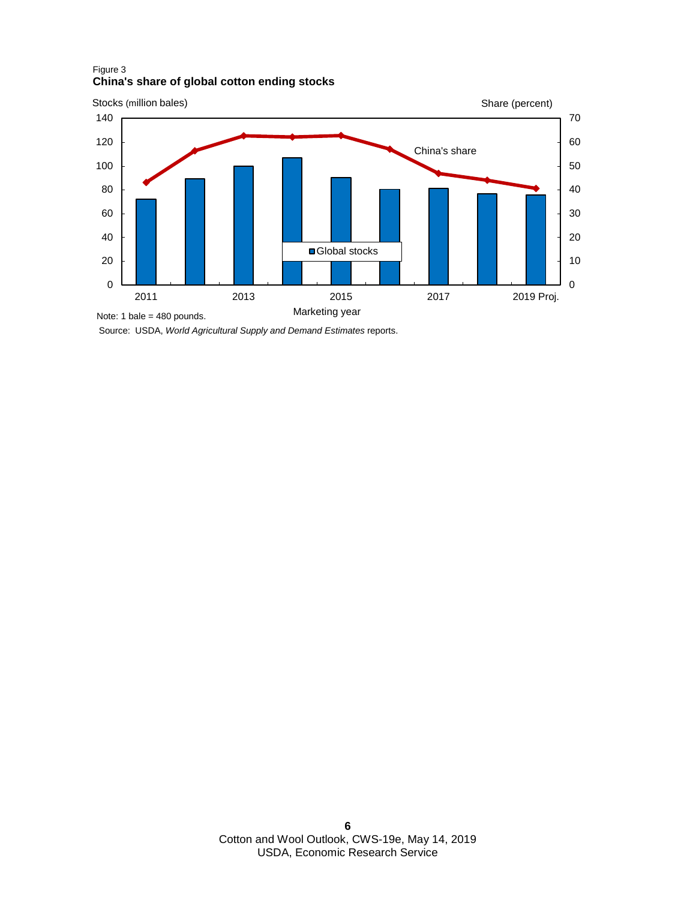Figure 3

**China's share of global cotton ending stocks**

Stocks (million bales)

Share (percent)

140
120
100
80
60
40
20
0

70
60
50
40
30
20
10
0

China's share

Global stocks

2011
2013
2015
2017
2019 Proj.

Marketing year

Note: 1 bale = 480 pounds.

Source: USDA, *World Agricultural Supply and Demand Estimates* reports.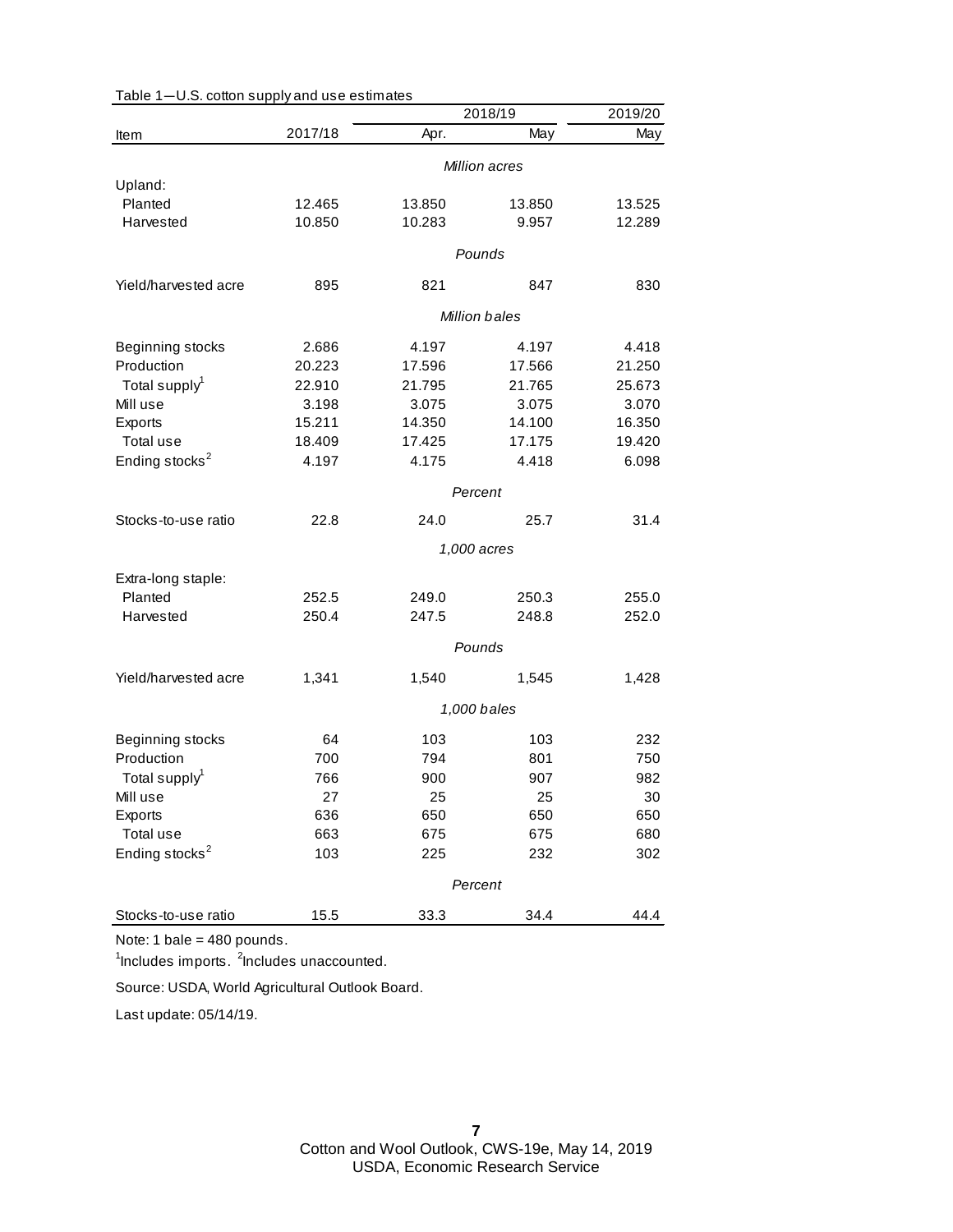Table 1—U.S. cotton supply and use estimates

| Item | 2017/18 | 2018/19 Apr. | 2018/19 May | 2019/20 May |
|---|---|---|---|---|
| | | *Million acres* | | |
| Upland: | | | | |
| Planted | 12.465 | 13.850 | 13.850 | 13.525 |
| Harvested | 10.850 | 10.283 | 9.957 | 12.289 |
| | | *Pounds* | | |
| Yield/harvested acre | 895 | 821 | 847 | 830 |
| | | *Million bales* | | |
| Beginning stocks | 2.686 | 4.197 | 4.197 | 4.418 |
| Production | 20.223 | 17.596 | 17.566 | 21.250 |
| Total supply[1] | 22.910 | 21.795 | 21.765 | 25.673 |
| Mill use | 3.198 | 3.075 | 3.075 | 3.070 |
| Exports | 15.211 | 14.350 | 14.100 | 16.350 |
| Total use | 18.409 | 17.425 | 17.175 | 19.420 |
| Ending stocks[2] | 4.197 | 4.175 | 4.418 | 6.098 |
| | | *Percent* | | |
| Stocks-to-use ratio | 22.8 | 24.0 | 25.7 | 31.4 |
| | | *1,000 acres* | | |
| Extra-long staple: | | | | |
| Planted | 252.5 | 249.0 | 250.3 | 255.0 |
| Harvested | 250.4 | 247.5 | 248.8 | 252.0 |
| | | *Pounds* | | |
| Yield/harvested acre | 1,341 | 1,540 | 1,545 | 1,428 |
| | | *1,000 bales* | | |
| Beginning stocks | 64 | 103 | 103 | 232 |
| Production | 700 | 794 | 801 | 750 |
| Total supply[1] | 766 | 900 | 907 | 982 |
| Mill use | 27 | 25 | 25 | 30 |
| Exports | 636 | 650 | 650 | 650 |
| Total use | 663 | 675 | 675 | 680 |
| Ending stocks[2] | 103 | 225 | 232 | 302 |
| | | *Percent* | | |
| Stocks-to-use ratio | 15.5 | 33.3 | 34.4 | 44.4 |

Note: 1 bale = 480 pounds.

[1]Includes imports. [2]Includes unaccounted.

Source: USDA, World Agricultural Outlook Board.

Last update: 05/14/19.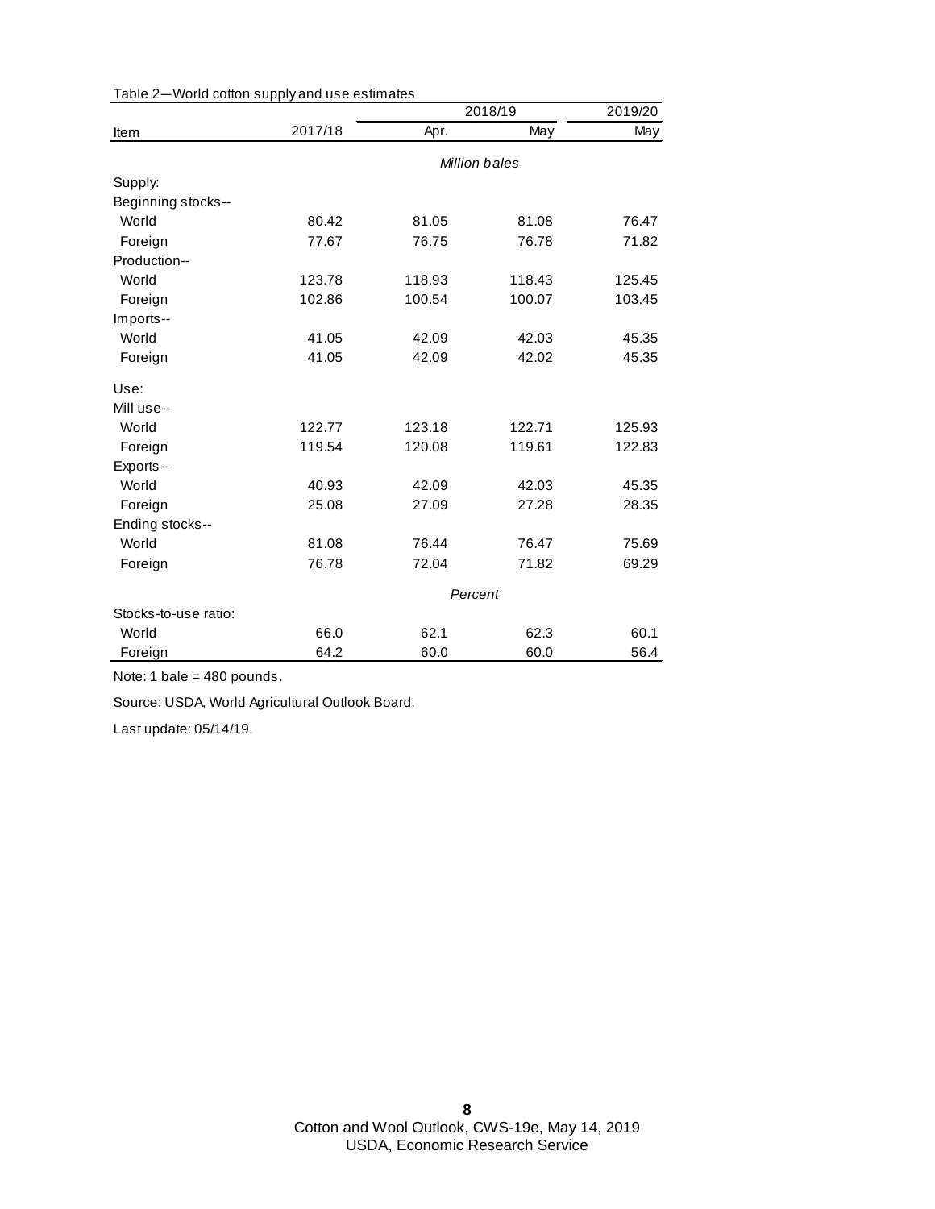Table 2—World cotton supply and use estimates

| Item | 2017/18 | 2018/19 Apr. | 2018/19 May | 2019/20 May |
|---|---|---|---|---|
| | *Million bales* | | | |
| Supply: | | | | |
| Beginning stocks-- | | | | |
| World | 80.42 | 81.05 | 81.08 | 76.47 |
| Foreign | 77.67 | 76.75 | 76.78 | 71.82 |
| Production-- | | | | |
| World | 123.78 | 118.93 | 118.43 | 125.45 |
| Foreign | 102.86 | 100.54 | 100.07 | 103.45 |
| Imports-- | | | | |
| World | 41.05 | 42.09 | 42.03 | 45.35 |
| Foreign | 41.05 | 42.09 | 42.02 | 45.35 |
| Use: | | | | |
| Mill use-- | | | | |
| World | 122.77 | 123.18 | 122.71 | 125.93 |
| Foreign | 119.54 | 120.08 | 119.61 | 122.83 |
| Exports-- | | | | |
| World | 40.93 | 42.09 | 42.03 | 45.35 |
| Foreign | 25.08 | 27.09 | 27.28 | 28.35 |
| Ending stocks-- | | | | |
| World | 81.08 | 76.44 | 76.47 | 75.69 |
| Foreign | 76.78 | 72.04 | 71.82 | 69.29 |
| | *Percent* | | | |
| Stocks-to-use ratio: | | | | |
| World | 66.0 | 62.1 | 62.3 | 60.1 |
| Foreign | 64.2 | 60.0 | 60.0 | 56.4 |

Note: 1 bale = 480 pounds.

Source: USDA, World Agricultural Outlook Board.

Last update: 05/14/19.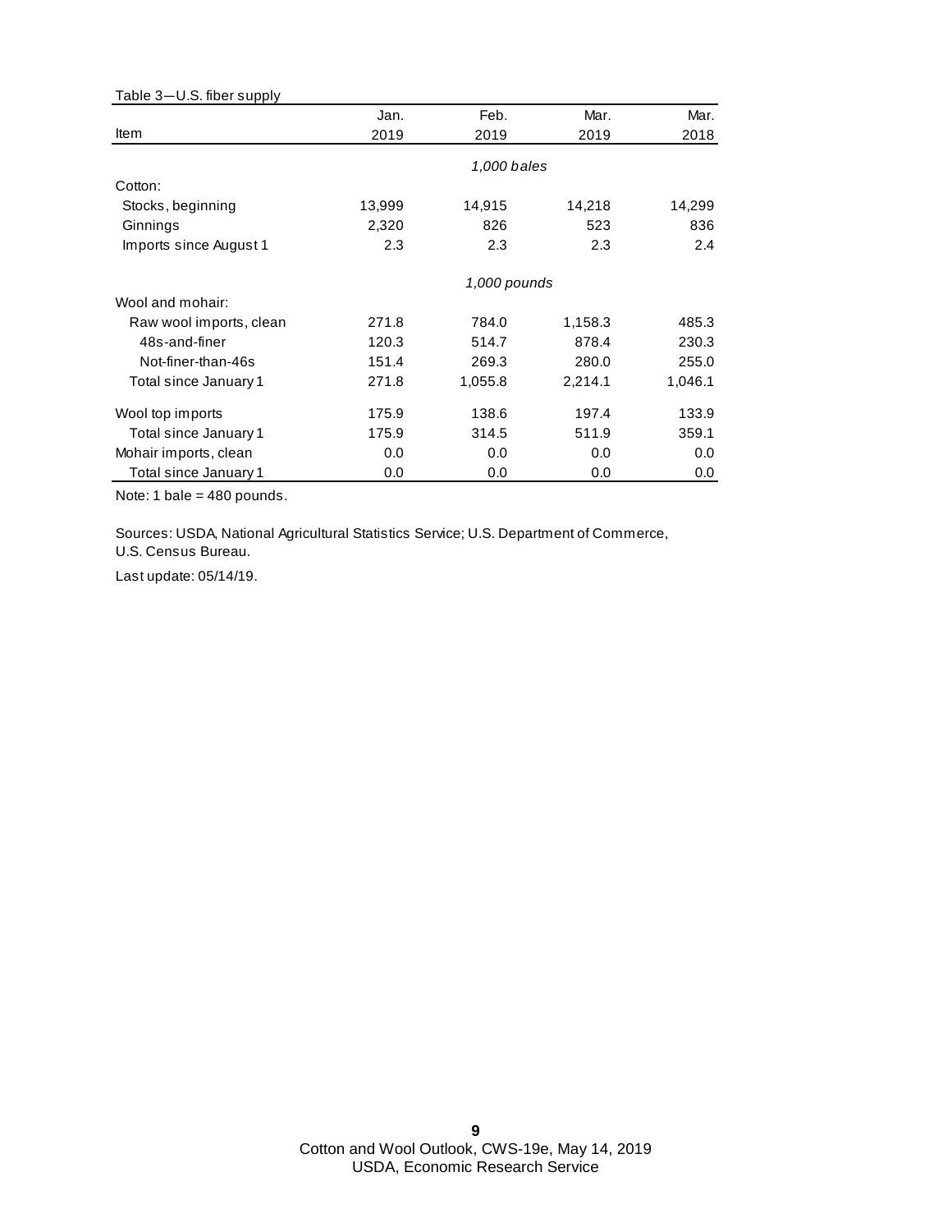Table 3—U.S. fiber supply

| Item | Jan. 2019 | Feb. 2019 | Mar. 2019 | Mar. 2018 |
|---|---|---|---|---|
| | *1,000 bales* | | | |
| Cotton: | | | | |
| Stocks, beginning | 13,999 | 14,915 | 14,218 | 14,299 |
| Ginnings | 2,320 | 826 | 523 | 836 |
| Imports since August 1 | 2.3 | 2.3 | 2.3 | 2.4 |
| | *1,000 pounds* | | | |
| Wool and mohair: | | | | |
| Raw wool imports, clean | 271.8 | 784.0 | 1,158.3 | 485.3 |
| 48s-and-finer | 120.3 | 514.7 | 878.4 | 230.3 |
| Not-finer-than-46s | 151.4 | 269.3 | 280.0 | 255.0 |
| Total since January 1 | 271.8 | 1,055.8 | 2,214.1 | 1,046.1 |
| Wool top imports | 175.9 | 138.6 | 197.4 | 133.9 |
| Total since January 1 | 175.9 | 314.5 | 511.9 | 359.1 |
| Mohair imports, clean | 0.0 | 0.0 | 0.0 | 0.0 |
| Total since January 1 | 0.0 | 0.0 | 0.0 | 0.0 |

Note: 1 bale = 480 pounds.

Sources: USDA, National Agricultural Statistics Service; U.S. Department of Commerce, U.S. Census Bureau.

Last update: 05/14/19.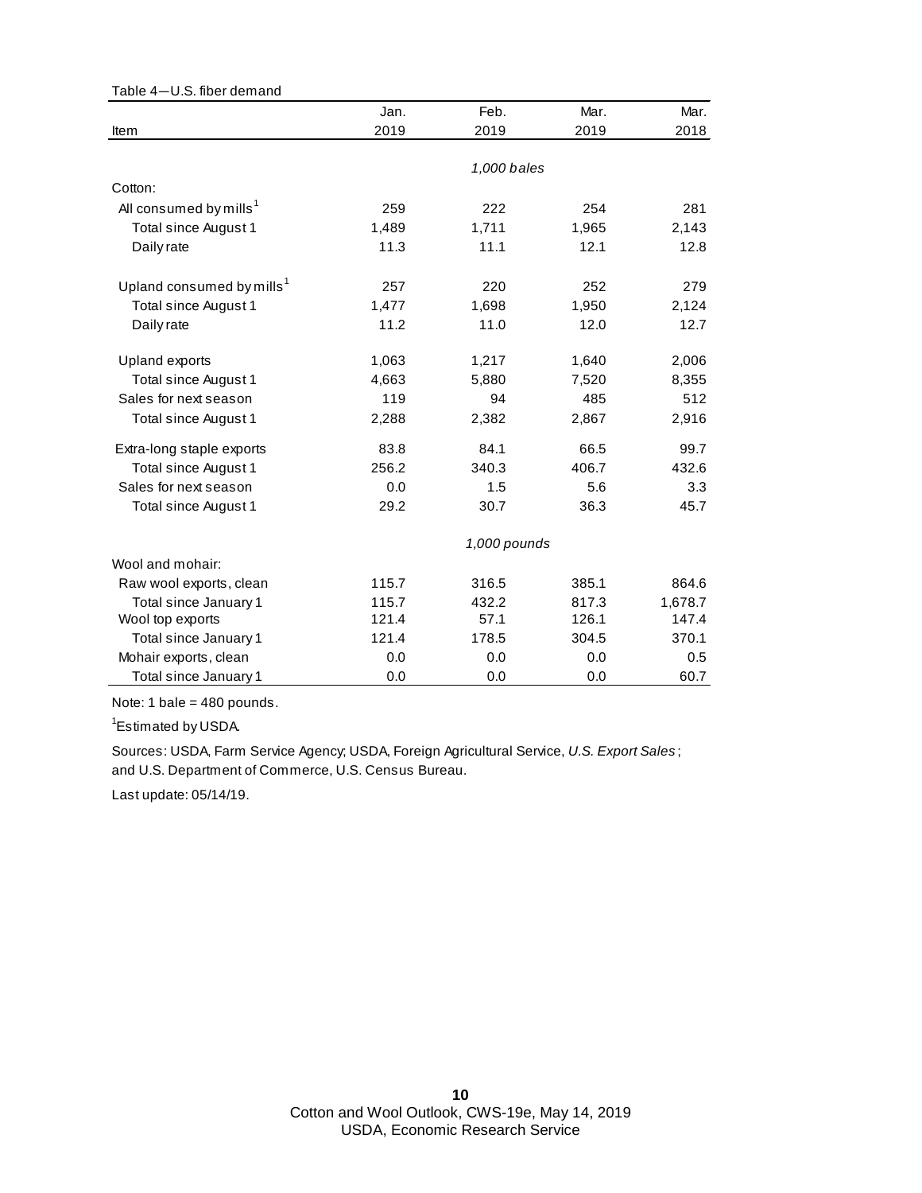Table 4—U.S. fiber demand

| Item | Jan. 2019 | Feb. 2019 | Mar. 2019 | Mar. 2018 |
|---|---|---|---|---|
| | | *1,000 bales* | | |
| Cotton: | | | | |
| All consumed by mills[1] | 259 | 222 | 254 | 281 |
| Total since August 1 | 1,489 | 1,711 | 1,965 | 2,143 |
| Daily rate | 11.3 | 11.1 | 12.1 | 12.8 |
| Upland consumed by mills[1] | 257 | 220 | 252 | 279 |
| Total since August 1 | 1,477 | 1,698 | 1,950 | 2,124 |
| Daily rate | 11.2 | 11.0 | 12.0 | 12.7 |
| Upland exports | 1,063 | 1,217 | 1,640 | 2,006 |
| Total since August 1 | 4,663 | 5,880 | 7,520 | 8,355 |
| Sales for next season | 119 | 94 | 485 | 512 |
| Total since August 1 | 2,288 | 2,382 | 2,867 | 2,916 |
| Extra-long staple exports | 83.8 | 84.1 | 66.5 | 99.7 |
| Total since August 1 | 256.2 | 340.3 | 406.7 | 432.6 |
| Sales for next season | 0.0 | 1.5 | 5.6 | 3.3 |
| Total since August 1 | 29.2 | 30.7 | 36.3 | 45.7 |
| | | *1,000 pounds* | | |
| Wool and mohair: | | | | |
| Raw wool exports, clean | 115.7 | 316.5 | 385.1 | 864.6 |
| Total since January 1 | 115.7 | 432.2 | 817.3 | 1,678.7 |
| Wool top exports | 121.4 | 57.1 | 126.1 | 147.4 |
| Total since January 1 | 121.4 | 178.5 | 304.5 | 370.1 |
| Mohair exports, clean | 0.0 | 0.0 | 0.0 | 0.5 |
| Total since January 1 | 0.0 | 0.0 | 0.0 | 60.7 |

Note: 1 bale = 480 pounds.

[1]Estimated by USDA.

Sources: USDA, Farm Service Agency; USDA, Foreign Agricultural Service, *U.S. Export Sales*; and U.S. Department of Commerce, U.S. Census Bureau.

Last update: 05/14/19.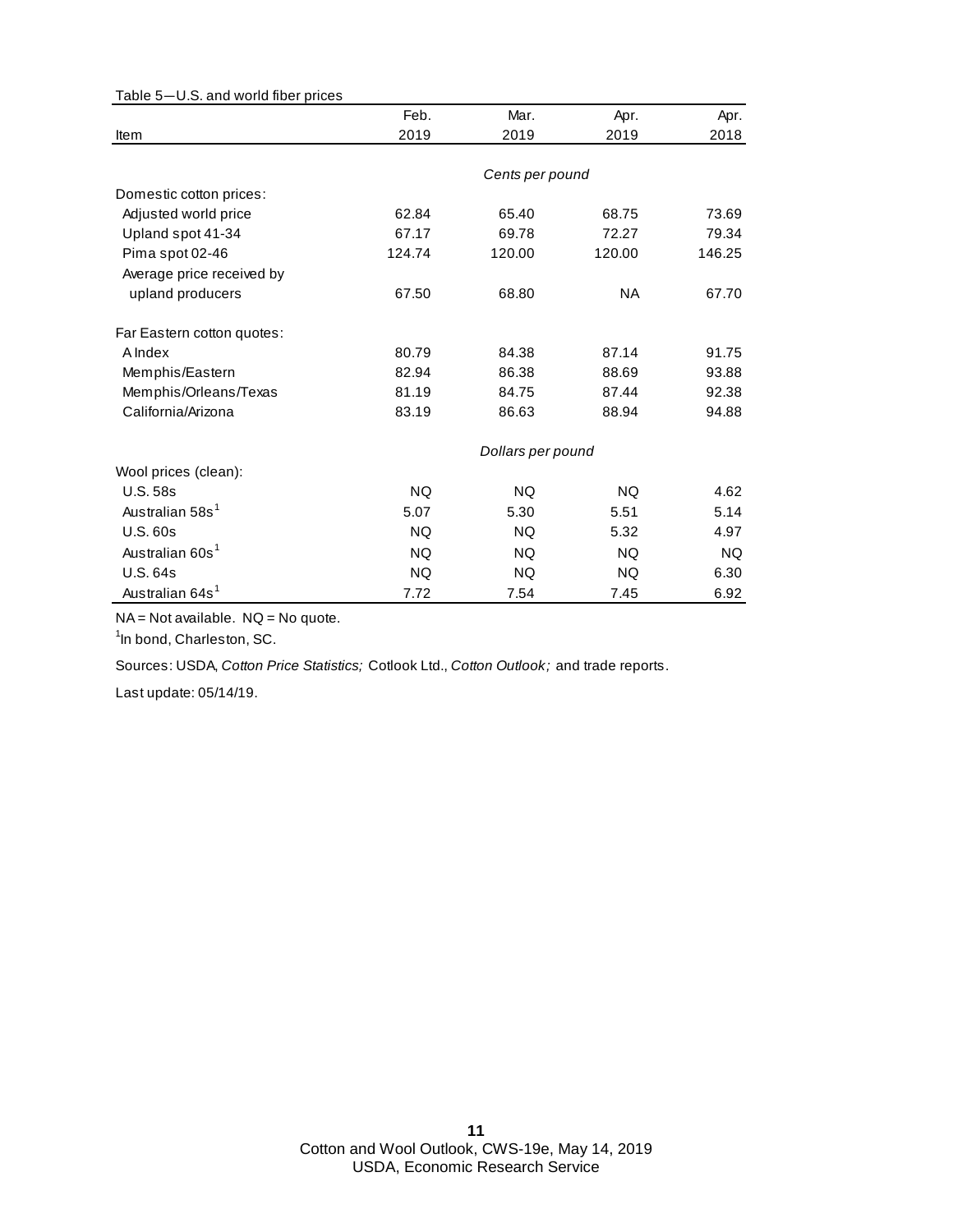Table 5—U.S. and world fiber prices

| Item | Feb. 2019 | Mar. 2019 | Apr. 2019 | Apr. 2018 |
|---|---|---|---|---|
| | *Cents per pound* | | | |
| Domestic cotton prices: | | | | |
| Adjusted world price | 62.84 | 65.40 | 68.75 | 73.69 |
| Upland spot 41-34 | 67.17 | 69.78 | 72.27 | 79.34 |
| Pima spot 02-46 | 124.74 | 120.00 | 120.00 | 146.25 |
| Average price received by upland producers | 67.50 | 68.80 | NA | 67.70 |
| Far Eastern cotton quotes: | | | | |
| A Index | 80.79 | 84.38 | 87.14 | 91.75 |
| Memphis/Eastern | 82.94 | 86.38 | 88.69 | 93.88 |
| Memphis/Orleans/Texas | 81.19 | 84.75 | 87.44 | 92.38 |
| California/Arizona | 83.19 | 86.63 | 88.94 | 94.88 |
| | *Dollars per pound* | | | |
| Wool prices (clean): | | | | |
| U.S. 58s | NQ | NQ | NQ | 4.62 |
| Australian 58s[1] | 5.07 | 5.30 | 5.51 | 5.14 |
| U.S. 60s | NQ | NQ | 5.32 | 4.97 |
| Australian 60s[1] | NQ | NQ | NQ | NQ |
| U.S. 64s | NQ | NQ | NQ | 6.30 |
| Australian 64s[1] | 7.72 | 7.54 | 7.45 | 6.92 |

NA = Not available. NQ = No quote.

[1]In bond, Charleston, SC.

Sources: USDA, *Cotton Price Statistics;* Cotlook Ltd., *Cotton Outlook;* and trade reports.

Last update: 05/14/19.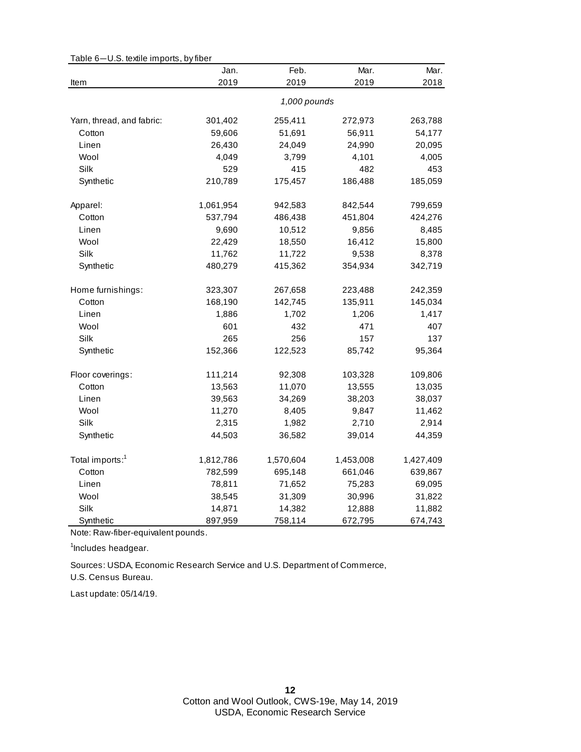Table 6—U.S. textile imports, by fiber

| Item | Jan. 2019 | Feb. 2019 | Mar. 2019 | Mar. 2018 |
|---|---|---|---|---|
| | *1,000 pounds* | | | |
| Yarn, thread, and fabric: | 301,402 | 255,411 | 272,973 | 263,788 |
| Cotton | 59,606 | 51,691 | 56,911 | 54,177 |
| Linen | 26,430 | 24,049 | 24,990 | 20,095 |
| Wool | 4,049 | 3,799 | 4,101 | 4,005 |
| Silk | 529 | 415 | 482 | 453 |
| Synthetic | 210,789 | 175,457 | 186,488 | 185,059 |
| Apparel: | 1,061,954 | 942,583 | 842,544 | 799,659 |
| Cotton | 537,794 | 486,438 | 451,804 | 424,276 |
| Linen | 9,690 | 10,512 | 9,856 | 8,485 |
| Wool | 22,429 | 18,550 | 16,412 | 15,800 |
| Silk | 11,762 | 11,722 | 9,538 | 8,378 |
| Synthetic | 480,279 | 415,362 | 354,934 | 342,719 |
| Home furnishings: | 323,307 | 267,658 | 223,488 | 242,359 |
| Cotton | 168,190 | 142,745 | 135,911 | 145,034 |
| Linen | 1,886 | 1,702 | 1,206 | 1,417 |
| Wool | 601 | 432 | 471 | 407 |
| Silk | 265 | 256 | 157 | 137 |
| Synthetic | 152,366 | 122,523 | 85,742 | 95,364 |
| Floor coverings: | 111,214 | 92,308 | 103,328 | 109,806 |
| Cotton | 13,563 | 11,070 | 13,555 | 13,035 |
| Linen | 39,563 | 34,269 | 38,203 | 38,037 |
| Wool | 11,270 | 8,405 | 9,847 | 11,462 |
| Silk | 2,315 | 1,982 | 2,710 | 2,914 |
| Synthetic | 44,503 | 36,582 | 39,014 | 44,359 |
| Total imports:[1] | 1,812,786 | 1,570,604 | 1,453,008 | 1,427,409 |
| Cotton | 782,599 | 695,148 | 661,046 | 639,867 |
| Linen | 78,811 | 71,652 | 75,283 | 69,095 |
| Wool | 38,545 | 31,309 | 30,996 | 31,822 |
| Silk | 14,871 | 14,382 | 12,888 | 11,882 |
| Synthetic | 897,959 | 758,114 | 672,795 | 674,743 |

Note: Raw-fiber-equivalent pounds.

[1]Includes headgear.

Sources: USDA, Economic Research Service and U.S. Department of Commerce, U.S. Census Bureau.

Last update: 05/14/19.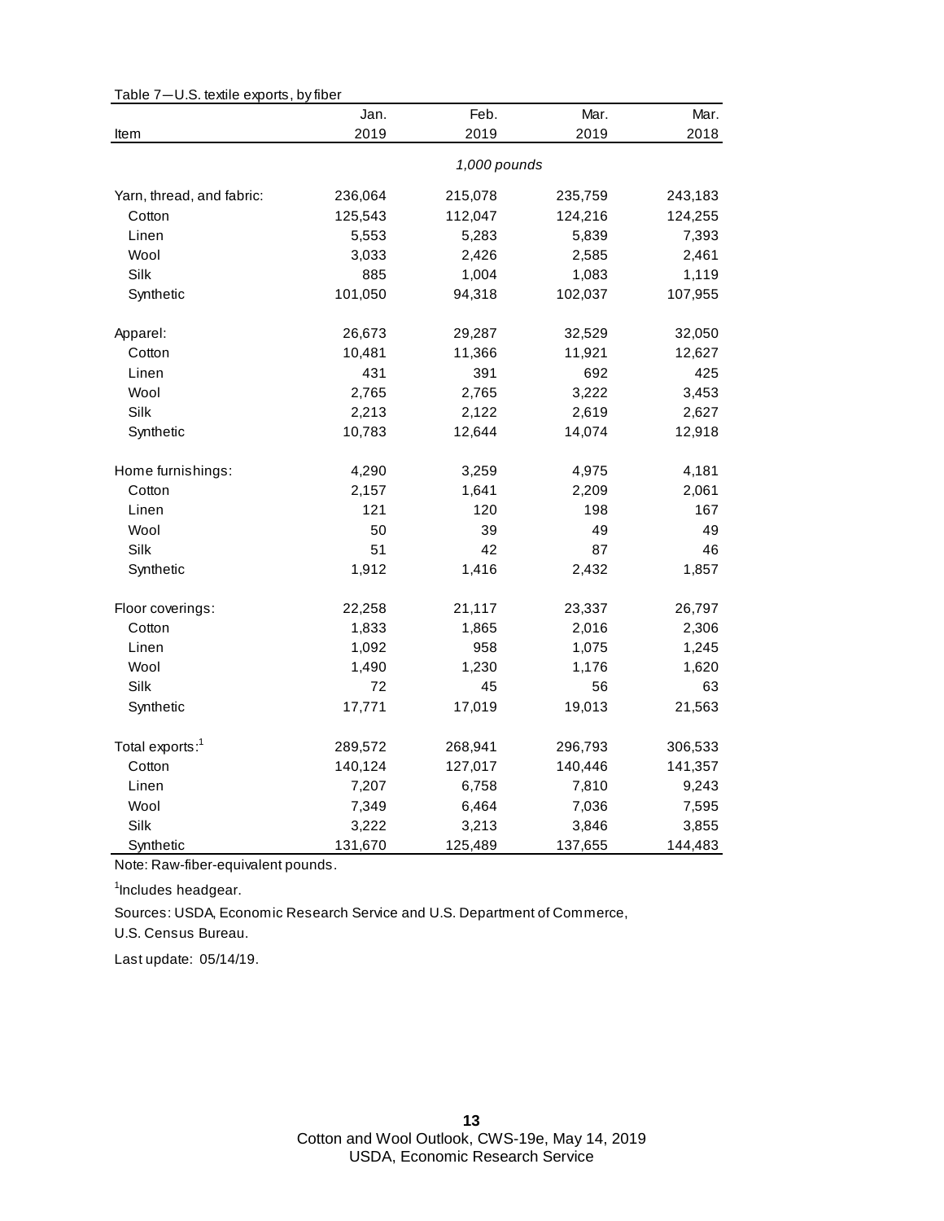Table 7—U.S. textile exports, by fiber

| Item | Jan. 2019 | Feb. 2019 | Mar. 2019 | Mar. 2018 |
|---|---|---|---|---|
| | *1,000 pounds* | | | |
| Yarn, thread, and fabric: | 236,064 | 215,078 | 235,759 | 243,183 |
| Cotton | 125,543 | 112,047 | 124,216 | 124,255 |
| Linen | 5,553 | 5,283 | 5,839 | 7,393 |
| Wool | 3,033 | 2,426 | 2,585 | 2,461 |
| Silk | 885 | 1,004 | 1,083 | 1,119 |
| Synthetic | 101,050 | 94,318 | 102,037 | 107,955 |
| Apparel: | 26,673 | 29,287 | 32,529 | 32,050 |
| Cotton | 10,481 | 11,366 | 11,921 | 12,627 |
| Linen | 431 | 391 | 692 | 425 |
| Wool | 2,765 | 2,765 | 3,222 | 3,453 |
| Silk | 2,213 | 2,122 | 2,619 | 2,627 |
| Synthetic | 10,783 | 12,644 | 14,074 | 12,918 |
| Home furnishings: | 4,290 | 3,259 | 4,975 | 4,181 |
| Cotton | 2,157 | 1,641 | 2,209 | 2,061 |
| Linen | 121 | 120 | 198 | 167 |
| Wool | 50 | 39 | 49 | 49 |
| Silk | 51 | 42 | 87 | 46 |
| Synthetic | 1,912 | 1,416 | 2,432 | 1,857 |
| Floor coverings: | 22,258 | 21,117 | 23,337 | 26,797 |
| Cotton | 1,833 | 1,865 | 2,016 | 2,306 |
| Linen | 1,092 | 958 | 1,075 | 1,245 |
| Wool | 1,490 | 1,230 | 1,176 | 1,620 |
| Silk | 72 | 45 | 56 | 63 |
| Synthetic | 17,771 | 17,019 | 19,013 | 21,563 |
| Total exports:[1] | 289,572 | 268,941 | 296,793 | 306,533 |
| Cotton | 140,124 | 127,017 | 140,446 | 141,357 |
| Linen | 7,207 | 6,758 | 7,810 | 9,243 |
| Wool | 7,349 | 6,464 | 7,036 | 7,595 |
| Silk | 3,222 | 3,213 | 3,846 | 3,855 |
| Synthetic | 131,670 | 125,489 | 137,655 | 144,483 |

Note: Raw-fiber-equivalent pounds.

[1]Includes headgear.

Sources: USDA, Economic Research Service and U.S. Department of Commerce, U.S. Census Bureau.

Last update: 05/14/19.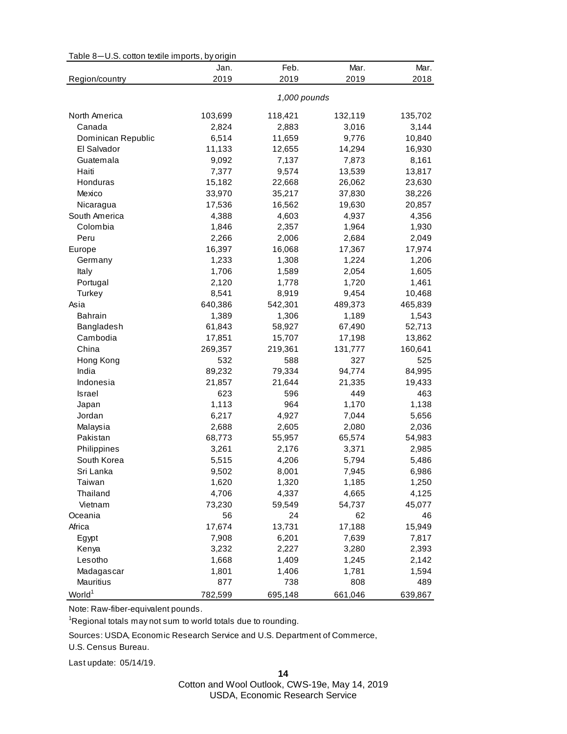Table 8—U.S. cotton textile imports, by origin

| Region/country | Jan. 2019 | Feb. 2019 | Mar. 2019 | Mar. 2018 |
|---|---|---|---|---|
| | *1,000 pounds* | | | |
| North America | 103,699 | 118,421 | 132,119 | 135,702 |
| Canada | 2,824 | 2,883 | 3,016 | 3,144 |
| Dominican Republic | 6,514 | 11,659 | 9,776 | 10,840 |
| El Salvador | 11,133 | 12,655 | 14,294 | 16,930 |
| Guatemala | 9,092 | 7,137 | 7,873 | 8,161 |
| Haiti | 7,377 | 9,574 | 13,539 | 13,817 |
| Honduras | 15,182 | 22,668 | 26,062 | 23,630 |
| Mexico | 33,970 | 35,217 | 37,830 | 38,226 |
| Nicaragua | 17,536 | 16,562 | 19,630 | 20,857 |
| South America | 4,388 | 4,603 | 4,937 | 4,356 |
| Colombia | 1,846 | 2,357 | 1,964 | 1,930 |
| Peru | 2,266 | 2,006 | 2,684 | 2,049 |
| Europe | 16,397 | 16,068 | 17,367 | 17,974 |
| Germany | 1,233 | 1,308 | 1,224 | 1,206 |
| Italy | 1,706 | 1,589 | 2,054 | 1,605 |
| Portugal | 2,120 | 1,778 | 1,720 | 1,461 |
| Turkey | 8,541 | 8,919 | 9,454 | 10,468 |
| Asia | 640,386 | 542,301 | 489,373 | 465,839 |
| Bahrain | 1,389 | 1,306 | 1,189 | 1,543 |
| Bangladesh | 61,843 | 58,927 | 67,490 | 52,713 |
| Cambodia | 17,851 | 15,707 | 17,198 | 13,862 |
| China | 269,357 | 219,361 | 131,777 | 160,641 |
| Hong Kong | 532 | 588 | 327 | 525 |
| India | 89,232 | 79,334 | 94,774 | 84,995 |
| Indonesia | 21,857 | 21,644 | 21,335 | 19,433 |
| Israel | 623 | 596 | 449 | 463 |
| Japan | 1,113 | 964 | 1,170 | 1,138 |
| Jordan | 6,217 | 4,927 | 7,044 | 5,656 |
| Malaysia | 2,688 | 2,605 | 2,080 | 2,036 |
| Pakistan | 68,773 | 55,957 | 65,574 | 54,983 |
| Philippines | 3,261 | 2,176 | 3,371 | 2,985 |
| South Korea | 5,515 | 4,206 | 5,794 | 5,486 |
| Sri Lanka | 9,502 | 8,001 | 7,945 | 6,986 |
| Taiwan | 1,620 | 1,320 | 1,185 | 1,250 |
| Thailand | 4,706 | 4,337 | 4,665 | 4,125 |
| Vietnam | 73,230 | 59,549 | 54,737 | 45,077 |
| Oceania | 56 | 24 | 62 | 46 |
| Africa | 17,674 | 13,731 | 17,188 | 15,949 |
| Egypt | 7,908 | 6,201 | 7,639 | 7,817 |
| Kenya | 3,232 | 2,227 | 3,280 | 2,393 |
| Lesotho | 1,668 | 1,409 | 1,245 | 2,142 |
| Madagascar | 1,801 | 1,406 | 1,781 | 1,594 |
| Mauritius | 877 | 738 | 808 | 489 |
| World[1] | 782,599 | 695,148 | 661,046 | 639,867 |

Note: Raw-fiber-equivalent pounds.

[1]Regional totals may not sum to world totals due to rounding.

Sources: USDA, Economic Research Service and U.S. Department of Commerce, U.S. Census Bureau.

Last update: 05/14/19.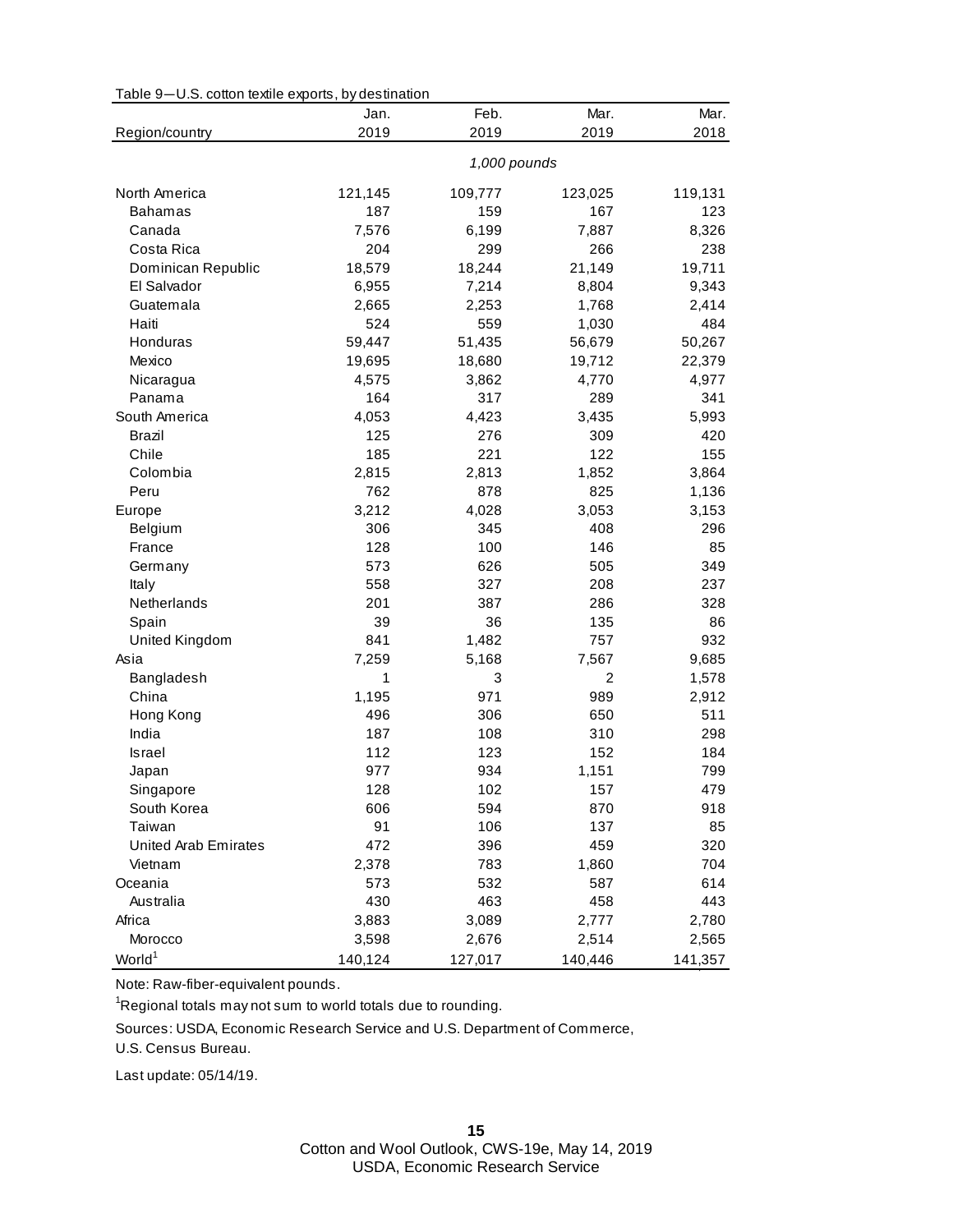Table 9—U.S. cotton textile exports, by destination

| Region/country | Jan. 2019 | Feb. 2019 | Mar. 2019 | Mar. 2018 |
|---|---|---|---|---|
| | *1,000 pounds* | | | |
| North America | 121,145 | 109,777 | 123,025 | 119,131 |
| Bahamas | 187 | 159 | 167 | 123 |
| Canada | 7,576 | 6,199 | 7,887 | 8,326 |
| Costa Rica | 204 | 299 | 266 | 238 |
| Dominican Republic | 18,579 | 18,244 | 21,149 | 19,711 |
| El Salvador | 6,955 | 7,214 | 8,804 | 9,343 |
| Guatemala | 2,665 | 2,253 | 1,768 | 2,414 |
| Haiti | 524 | 559 | 1,030 | 484 |
| Honduras | 59,447 | 51,435 | 56,679 | 50,267 |
| Mexico | 19,695 | 18,680 | 19,712 | 22,379 |
| Nicaragua | 4,575 | 3,862 | 4,770 | 4,977 |
| Panama | 164 | 317 | 289 | 341 |
| South America | 4,053 | 4,423 | 3,435 | 5,993 |
| Brazil | 125 | 276 | 309 | 420 |
| Chile | 185 | 221 | 122 | 155 |
| Colombia | 2,815 | 2,813 | 1,852 | 3,864 |
| Peru | 762 | 878 | 825 | 1,136 |
| Europe | 3,212 | 4,028 | 3,053 | 3,153 |
| Belgium | 306 | 345 | 408 | 296 |
| France | 128 | 100 | 146 | 85 |
| Germany | 573 | 626 | 505 | 349 |
| Italy | 558 | 327 | 208 | 237 |
| Netherlands | 201 | 387 | 286 | 328 |
| Spain | 39 | 36 | 135 | 86 |
| United Kingdom | 841 | 1,482 | 757 | 932 |
| Asia | 7,259 | 5,168 | 7,567 | 9,685 |
| Bangladesh | 1 | 3 | 2 | 1,578 |
| China | 1,195 | 971 | 989 | 2,912 |
| Hong Kong | 496 | 306 | 650 | 511 |
| India | 187 | 108 | 310 | 298 |
| Israel | 112 | 123 | 152 | 184 |
| Japan | 977 | 934 | 1,151 | 799 |
| Singapore | 128 | 102 | 157 | 479 |
| South Korea | 606 | 594 | 870 | 918 |
| Taiwan | 91 | 106 | 137 | 85 |
| United Arab Emirates | 472 | 396 | 459 | 320 |
| Vietnam | 2,378 | 783 | 1,860 | 704 |
| Oceania | 573 | 532 | 587 | 614 |
| Australia | 430 | 463 | 458 | 443 |
| Africa | 3,883 | 3,089 | 2,777 | 2,780 |
| Morocco | 3,598 | 2,676 | 2,514 | 2,565 |
| World[1] | 140,124 | 127,017 | 140,446 | 141,357 |

Note: Raw-fiber-equivalent pounds.

[1]Regional totals may not sum to world totals due to rounding.

Sources: USDA, Economic Research Service and U.S. Department of Commerce, U.S. Census Bureau.

Last update: 05/14/19.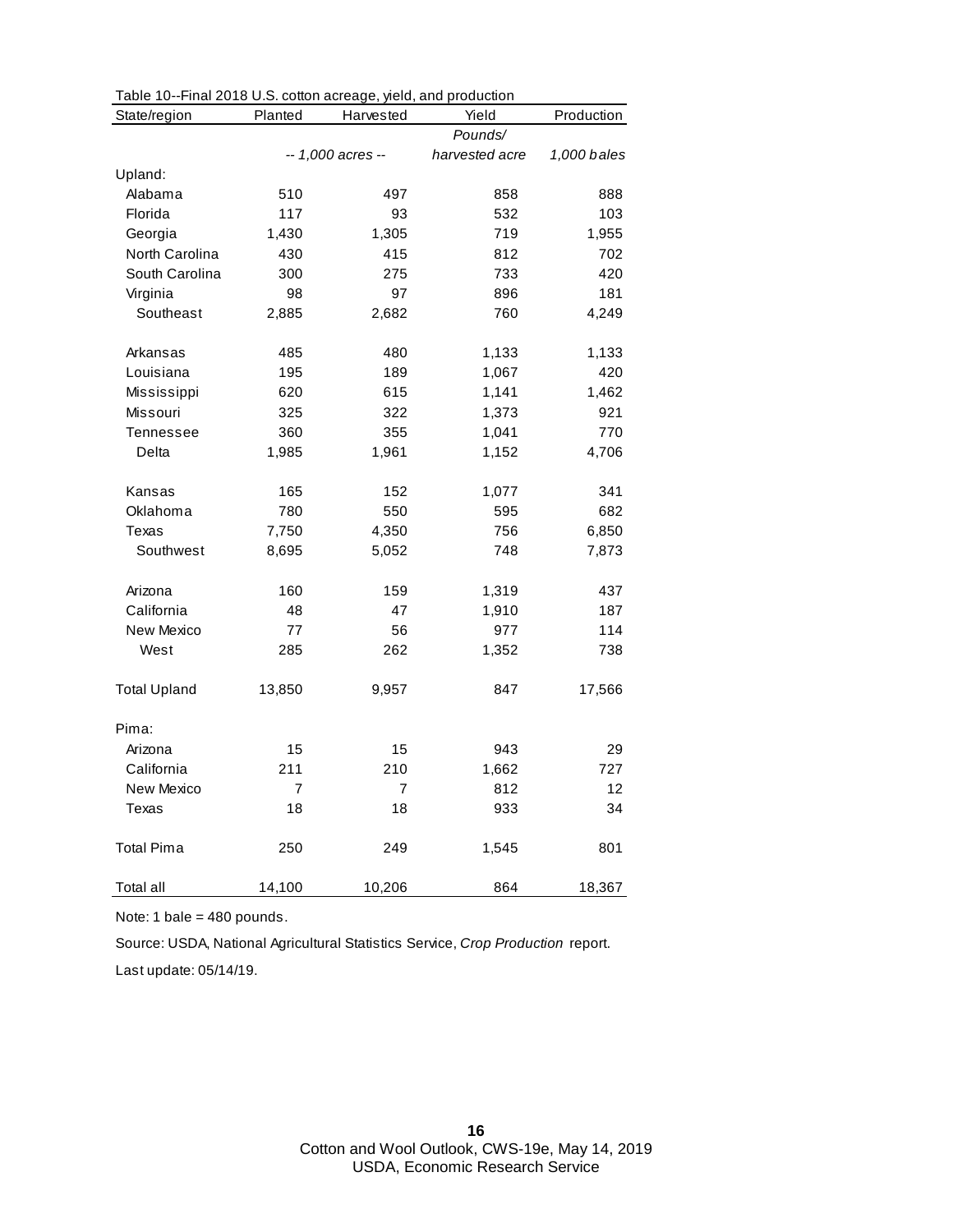Table 10--Final 2018 U.S. cotton acreage, yield, and production

| State/region | Planted | Harvested | Yield | Production |
|---|---|---|---|---|
| | *-- 1,000 acres --* | | *Pounds/ harvested acre* | *1,000 bales* |
| Upland: | | | | |
| Alabama | 510 | 497 | 858 | 888 |
| Florida | 117 | 93 | 532 | 103 |
| Georgia | 1,430 | 1,305 | 719 | 1,955 |
| North Carolina | 430 | 415 | 812 | 702 |
| South Carolina | 300 | 275 | 733 | 420 |
| Virginia | 98 | 97 | 896 | 181 |
| Southeast | 2,885 | 2,682 | 760 | 4,249 |
| | | | | |
| Arkansas | 485 | 480 | 1,133 | 1,133 |
| Louisiana | 195 | 189 | 1,067 | 420 |
| Mississippi | 620 | 615 | 1,141 | 1,462 |
| Missouri | 325 | 322 | 1,373 | 921 |
| Tennessee | 360 | 355 | 1,041 | 770 |
| Delta | 1,985 | 1,961 | 1,152 | 4,706 |
| | | | | |
| Kansas | 165 | 152 | 1,077 | 341 |
| Oklahoma | 780 | 550 | 595 | 682 |
| Texas | 7,750 | 4,350 | 756 | 6,850 |
| Southwest | 8,695 | 5,052 | 748 | 7,873 |
| | | | | |
| Arizona | 160 | 159 | 1,319 | 437 |
| California | 48 | 47 | 1,910 | 187 |
| New Mexico | 77 | 56 | 977 | 114 |
| West | 285 | 262 | 1,352 | 738 |
| | | | | |
| Total Upland | 13,850 | 9,957 | 847 | 17,566 |
| | | | | |
| Pima: | | | | |
| Arizona | 15 | 15 | 943 | 29 |
| California | 211 | 210 | 1,662 | 727 |
| New Mexico | 7 | 7 | 812 | 12 |
| Texas | 18 | 18 | 933 | 34 |
| | | | | |
| Total Pima | 250 | 249 | 1,545 | 801 |
| | | | | |
| Total all | 14,100 | 10,206 | 864 | 18,367 |

Note: 1 bale = 480 pounds.

Source: USDA, National Agricultural Statistics Service, *Crop Production* report.

Last update: 05/14/19.